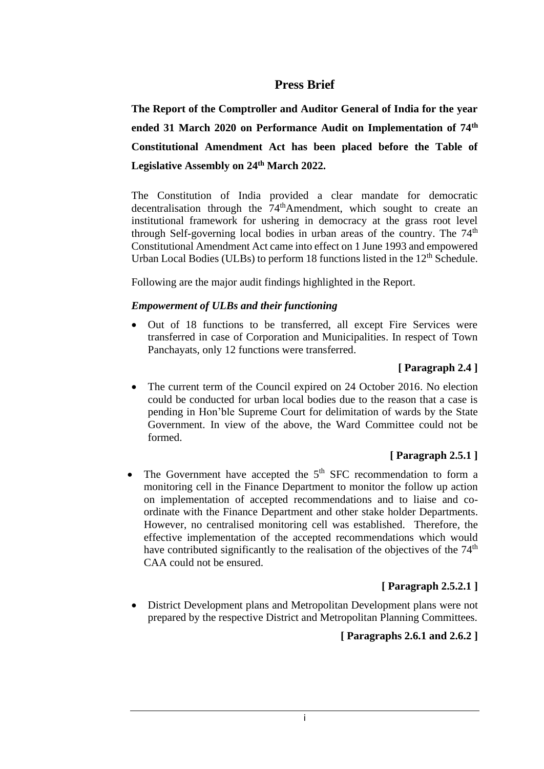# Press Brief

**The Report of the Comptroller and Auditor General of India for the year ended 31 March 2020 on Performance Audit on Implementation of 74th Constitutional Amendment Act has been placed before the Table of Legislative Assembly on 24th March 2022.**

The Constitution of India provided a clear mandate for democratic decentralisation through the 74th Amendment, which sought to create an institutional framework for ushering in democracy at the grass root level through Self-governing local bodies in urban areas of the country. The 74th Constitutional Amendment Act came into effect on 1 June 1993 and empowered Urban Local Bodies (ULBs) to perform 18 functions listed in the 12th Schedule.

Following are the major audit findings highlighted in the Report.

***Empowerment of ULBs and their functioning***

- Out of 18 functions to be transferred, all except Fire Services were transferred in case of Corporation and Municipalities. In respect of Town Panchayats, only 12 functions were transferred.

  **[ Paragraph 2.4 ]**

- The current term of the Council expired on 24 October 2016. No election could be conducted for urban local bodies due to the reason that a case is pending in Hon'ble Supreme Court for delimitation of wards by the State Government. In view of the above, the Ward Committee could not be formed.

  **[ Paragraph 2.5.1 ]**

- The Government have accepted the 5th SFC recommendation to form a monitoring cell in the Finance Department to monitor the follow up action on implementation of accepted recommendations and to liaise and co-ordinate with the Finance Department and other stake holder Departments. However, no centralised monitoring cell was established. Therefore, the effective implementation of the accepted recommendations which would have contributed significantly to the realisation of the objectives of the 74th CAA could not be ensured.

  **[ Paragraph 2.5.2.1 ]**

- District Development plans and Metropolitan Development plans were not prepared by the respective District and Metropolitan Planning Committees.

  **[ Paragraphs 2.6.1 and 2.6.2 ]**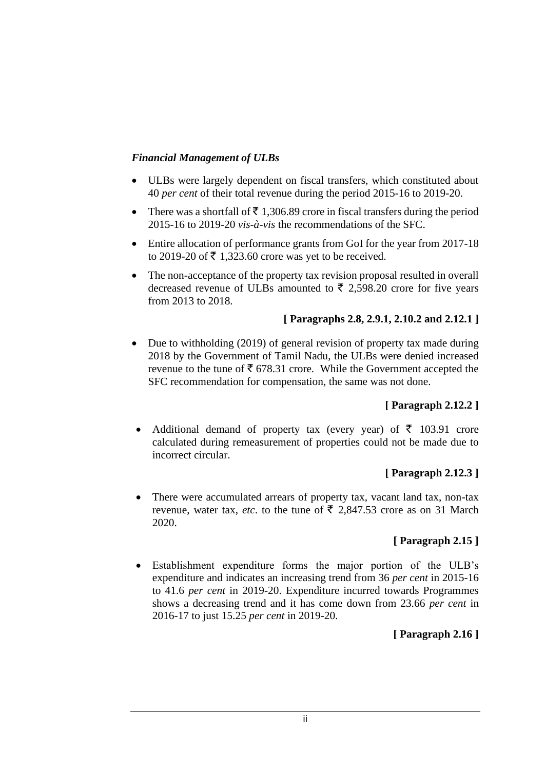***Financial Management of ULBs***

- ULBs were largely dependent on fiscal transfers, which constituted about 40 *per cent* of their total revenue during the period 2015-16 to 2019-20.
- There was a shortfall of ₹ 1,306.89 crore in fiscal transfers during the period 2015-16 to 2019-20 *vis-à-vis* the recommendations of the SFC.
- Entire allocation of performance grants from GoI for the year from 2017-18 to 2019-20 of ₹ 1,323.60 crore was yet to be received.
- The non-acceptance of the property tax revision proposal resulted in overall decreased revenue of ULBs amounted to ₹ 2,598.20 crore for five years from 2013 to 2018.

**[ Paragraphs 2.8, 2.9.1, 2.10.2 and 2.12.1 ]**

- Due to withholding (2019) of general revision of property tax made during 2018 by the Government of Tamil Nadu, the ULBs were denied increased revenue to the tune of ₹ 678.31 crore. While the Government accepted the SFC recommendation for compensation, the same was not done.

**[ Paragraph 2.12.2 ]**

- Additional demand of property tax (every year) of ₹ 103.91 crore calculated during remeasurement of properties could not be made due to incorrect circular.

**[ Paragraph 2.12.3 ]**

- There were accumulated arrears of property tax, vacant land tax, non-tax revenue, water tax, *etc*. to the tune of ₹ 2,847.53 crore as on 31 March 2020.

**[ Paragraph 2.15 ]**

- Establishment expenditure forms the major portion of the ULB's expenditure and indicates an increasing trend from 36 *per cent* in 2015-16 to 41.6 *per cent* in 2019-20. Expenditure incurred towards Programmes shows a decreasing trend and it has come down from 23.66 *per cent* in 2016-17 to just 15.25 *per cent* in 2019-20.

**[ Paragraph 2.16 ]**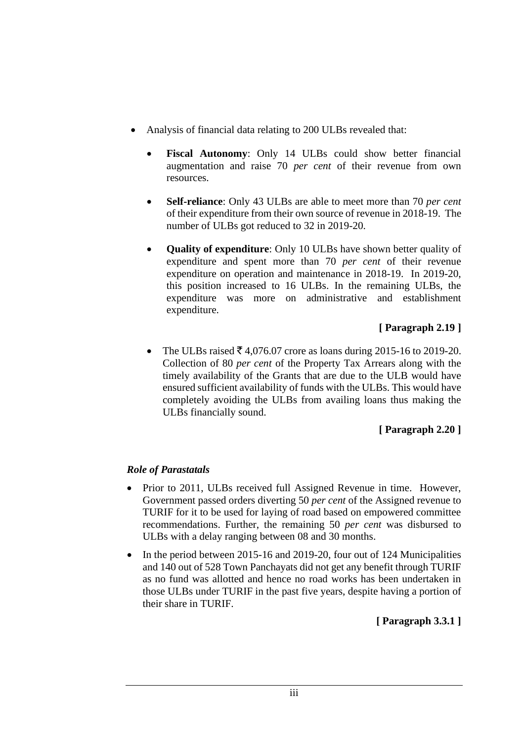- Analysis of financial data relating to 200 ULBs revealed that:
  - **Fiscal Autonomy**: Only 14 ULBs could show better financial augmentation and raise 70 *per cent* of their revenue from own resources.
  - **Self-reliance**: Only 43 ULBs are able to meet more than 70 *per cent* of their expenditure from their own source of revenue in 2018-19. The number of ULBs got reduced to 32 in 2019-20.
  - **Quality of expenditure**: Only 10 ULBs have shown better quality of expenditure and spent more than 70 *per cent* of their revenue expenditure on operation and maintenance in 2018-19. In 2019-20, this position increased to 16 ULBs. In the remaining ULBs, the expenditure was more on administrative and establishment expenditure.

**[ Paragraph 2.19 ]**

- The ULBs raised ₹ 4,076.07 crore as loans during 2015-16 to 2019-20. Collection of 80 *per cent* of the Property Tax Arrears along with the timely availability of the Grants that are due to the ULB would have ensured sufficient availability of funds with the ULBs. This would have completely avoiding the ULBs from availing loans thus making the ULBs financially sound.

**[ Paragraph 2.20 ]**

### *Role of Parastatals*

- Prior to 2011, ULBs received full Assigned Revenue in time. However, Government passed orders diverting 50 *per cent* of the Assigned revenue to TURIF for it to be used for laying of road based on empowered committee recommendations. Further, the remaining 50 *per cent* was disbursed to ULBs with a delay ranging between 08 and 30 months.
- In the period between 2015-16 and 2019-20, four out of 124 Municipalities and 140 out of 528 Town Panchayats did not get any benefit through TURIF as no fund was allotted and hence no road works has been undertaken in those ULBs under TURIF in the past five years, despite having a portion of their share in TURIF.

**[ Paragraph 3.3.1 ]**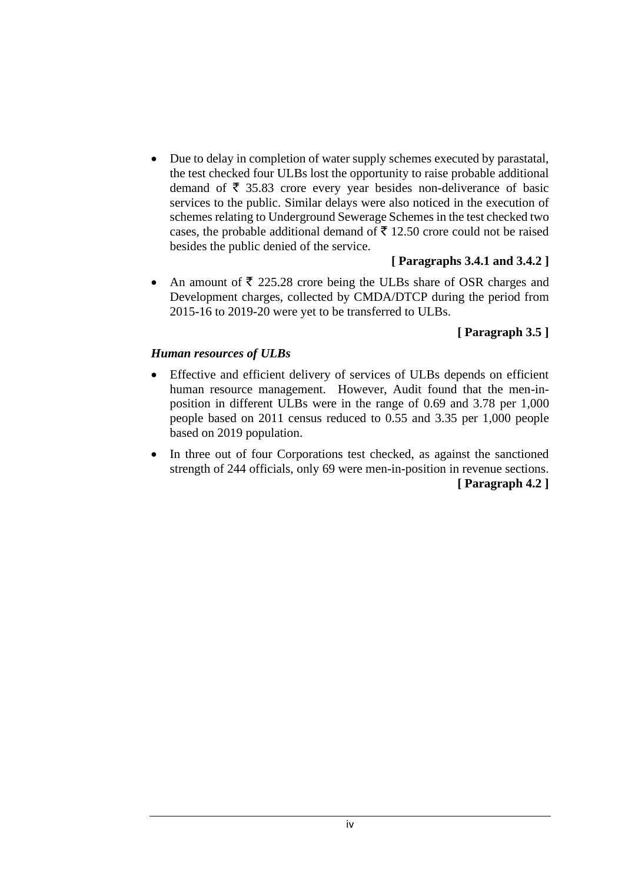- Due to delay in completion of water supply schemes executed by parastatal, the test checked four ULBs lost the opportunity to raise probable additional demand of ₹ 35.83 crore every year besides non-deliverance of basic services to the public. Similar delays were also noticed in the execution of schemes relating to Underground Sewerage Schemes in the test checked two cases, the probable additional demand of ₹ 12.50 crore could not be raised besides the public denied of the service.

**[ Paragraphs 3.4.1 and 3.4.2 ]**

- An amount of ₹ 225.28 crore being the ULBs share of OSR charges and Development charges, collected by CMDA/DTCP during the period from 2015-16 to 2019-20 were yet to be transferred to ULBs.

**[ Paragraph 3.5 ]**

***Human resources of ULBs***

- Effective and efficient delivery of services of ULBs depends on efficient human resource management. However, Audit found that the men-in-position in different ULBs were in the range of 0.69 and 3.78 per 1,000 people based on 2011 census reduced to 0.55 and 3.35 per 1,000 people based on 2019 population.

- In three out of four Corporations test checked, as against the sanctioned strength of 244 officials, only 69 were men-in-position in revenue sections.

**[ Paragraph 4.2 ]**